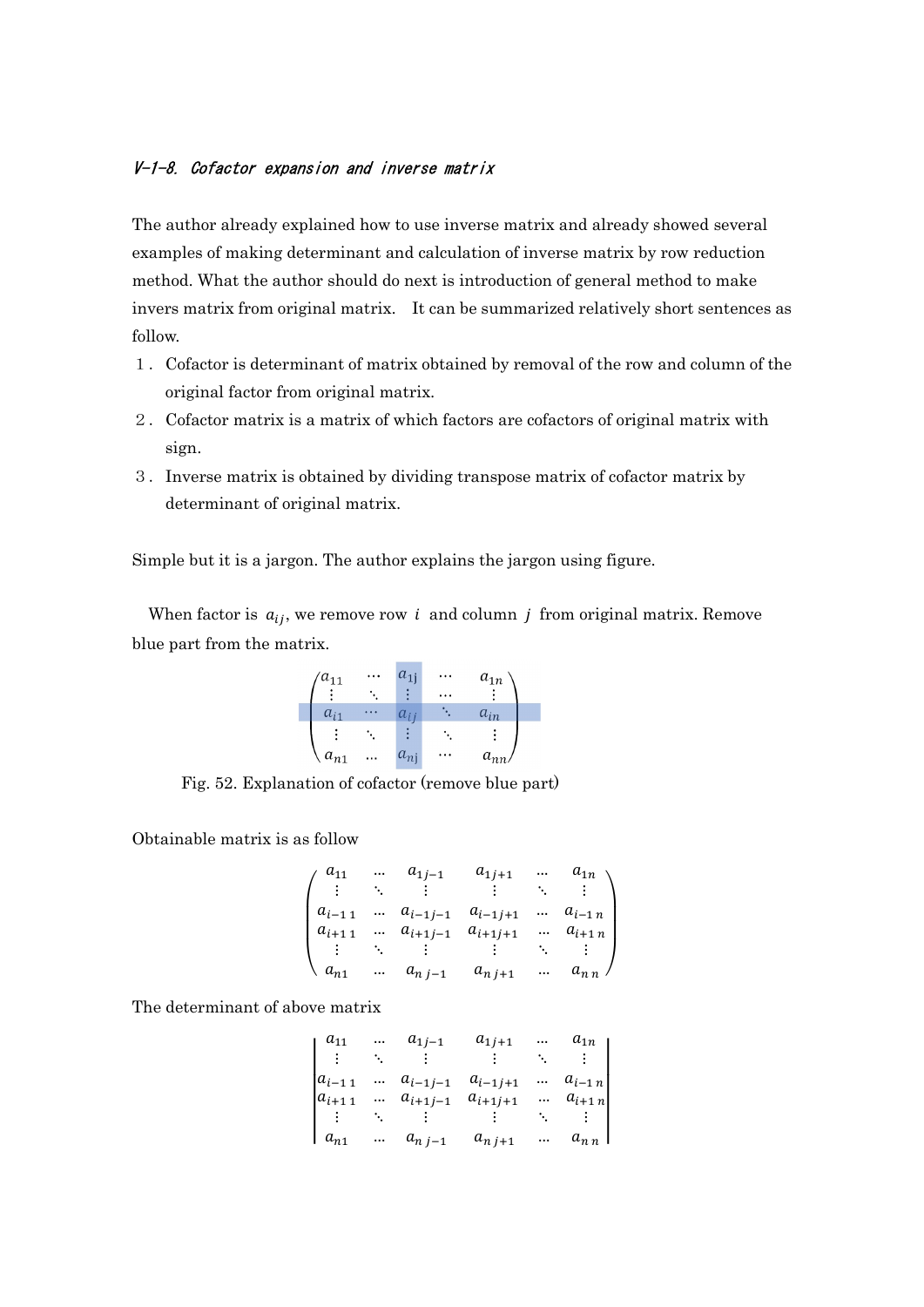### *V-1-8. Cofactor expansion and inverse matrix*

The author already explained how to use inverse matrix and already showed several examples of making determinant and calculation of inverse matrix by row reduction method. What the author should do next is introduction of general method to make invers matrix from original matrix.　It can be summarized relatively short sentences as follow.

1. Cofactor is determinant of matrix obtained by removal of the row and column of the original factor from original matrix.
2. Cofactor matrix is a matrix of which factors are cofactors of original matrix with sign.
3. Inverse matrix is obtained by dividing transpose matrix of cofactor matrix by determinant of original matrix.

Simple but it is a jargon. The author explains the jargon using figure.

When factor is $a_{ij}$, we remove row $i$ and column $j$ from original matrix. Remove blue part from the matrix.

$$
\begin{pmatrix}
a_{11} & \cdots & a_{1j} & \cdots & a_{1n} \\
\vdots & \ddots & \vdots & \cdots & \vdots \\
a_{i1} & \cdots & a_{ij} & \ddots & a_{in} \\
\vdots & \ddots & \vdots & \ddots & \vdots \\
a_{n1} & \cdots & a_{nj} & \cdots & a_{nn}
\end{pmatrix}
$$

Fig. 52. Explanation of cofactor (remove blue part)

Obtainable matrix is as follow

$$
\begin{pmatrix}
a_{11} & \cdots & a_{1\,j-1} & a_{1\,j+1} & \cdots & a_{1n} \\
\vdots & \ddots & \vdots & \vdots & \ddots & \vdots \\
a_{i-1\,1} & \cdots & a_{i-1\,j-1} & a_{i-1\,j+1} & \cdots & a_{i-1\,n} \\
a_{i+1\,1} & \cdots & a_{i+1\,j-1} & a_{i+1\,j+1} & \cdots & a_{i+1\,n} \\
\vdots & \ddots & \vdots & \vdots & \ddots & \vdots \\
a_{n1} & \cdots & a_{n\,j-1} & a_{n\,j+1} & \cdots & a_{n\,n}
\end{pmatrix}
$$

The determinant of above matrix

$$
\begin{vmatrix}
a_{11} & \cdots & a_{1\,j-1} & a_{1\,j+1} & \cdots & a_{1n} \\
\vdots & \ddots & \vdots & \vdots & \ddots & \vdots \\
a_{i-1\,1} & \cdots & a_{i-1\,j-1} & a_{i-1\,j+1} & \cdots & a_{i-1\,n} \\
a_{i+1\,1} & \cdots & a_{i+1\,j-1} & a_{i+1\,j+1} & \cdots & a_{i+1\,n} \\
\vdots & \ddots & \vdots & \vdots & \ddots & \vdots \\
a_{n1} & \cdots & a_{n\,j-1} & a_{n\,j+1} & \cdots & a_{n\,n}
\end{vmatrix}
$$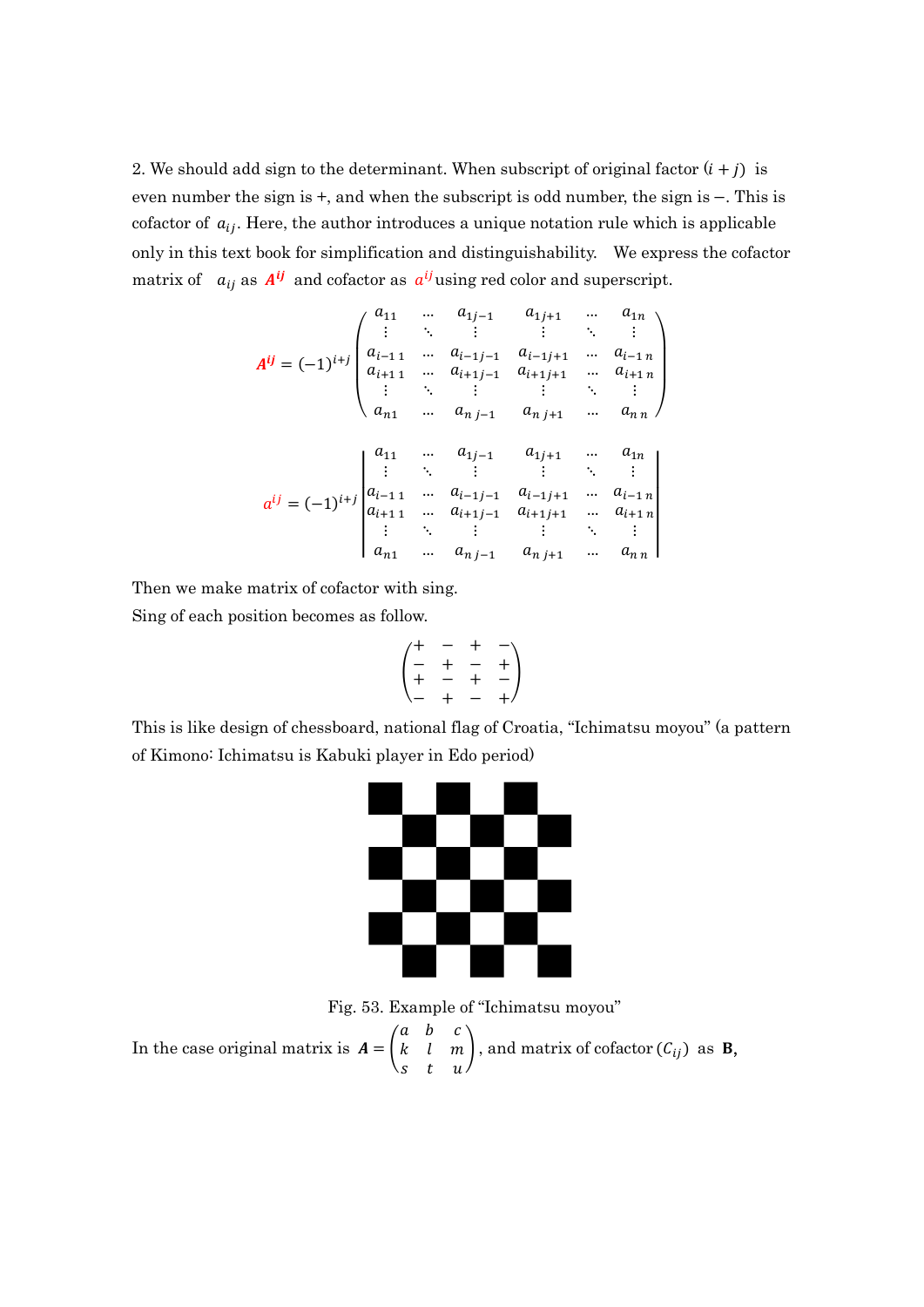2. We should add sign to the determinant. When subscript of original factor $(i + j)$ is even number the sign is +, and when the subscript is odd number, the sign is −. This is cofactor of $a_{ij}$. Here, the author introduces a unique notation rule which is applicable only in this text book for simplification and distinguishability. We express the cofactor matrix of $a_{ij}$ as $\boldsymbol{A^{ij}}$ and cofactor as $a^{ij}$ using red color and superscript.

$$
\boldsymbol{A^{ij}} = (-1)^{i+j}\begin{pmatrix} a_{11} & \cdots & a_{1\,j-1} & a_{1\,j+1} & \cdots & a_{1n} \\ \vdots & \ddots & \vdots & \vdots & \ddots & \vdots \\ a_{i-1\,1} & \cdots & a_{i-1\,j-1} & a_{i-1\,j+1} & \cdots & a_{i-1\,n} \\ a_{i+1\,1} & \cdots & a_{i+1\,j-1} & a_{i+1\,j+1} & \cdots & a_{i+1\,n} \\ \vdots & \ddots & \vdots & \vdots & \ddots & \vdots \\ a_{n1} & \cdots & a_{n\,j-1} & a_{n\,j+1} & \cdots & a_{n\,n} \end{pmatrix}
$$

$$
a^{ij} = (-1)^{i+j}\begin{vmatrix} a_{11} & \cdots & a_{1\,j-1} & a_{1\,j+1} & \cdots & a_{1n} \\ \vdots & \ddots & \vdots & \vdots & \ddots & \vdots \\ a_{i-1\,1} & \cdots & a_{i-1\,j-1} & a_{i-1\,j+1} & \cdots & a_{i-1\,n} \\ a_{i+1\,1} & \cdots & a_{i+1\,j-1} & a_{i+1\,j+1} & \cdots & a_{i+1\,n} \\ \vdots & \ddots & \vdots & \vdots & \ddots & \vdots \\ a_{n1} & \cdots & a_{n\,j-1} & a_{n\,j+1} & \cdots & a_{n\,n} \end{vmatrix}
$$

Then we make matrix of cofactor with sing.

Sing of each position becomes as follow.

$$
\begin{pmatrix} + & - & + & - \\ - & + & - & + \\ + & - & + & - \\ - & + & - & + \end{pmatrix}
$$

This is like design of chessboard, national flag of Croatia, "Ichimatsu moyou" (a pattern of Kimono: Ichimatsu is Kabuki player in Edo period)

Fig. 53. Example of "Ichimatsu moyou"

In the case original matrix is $\boldsymbol{A} = \begin{pmatrix} a & b & c \\ k & l & m \\ s & t & u \end{pmatrix}$, and matrix of cofactor $(C_{ij})$ as **B,**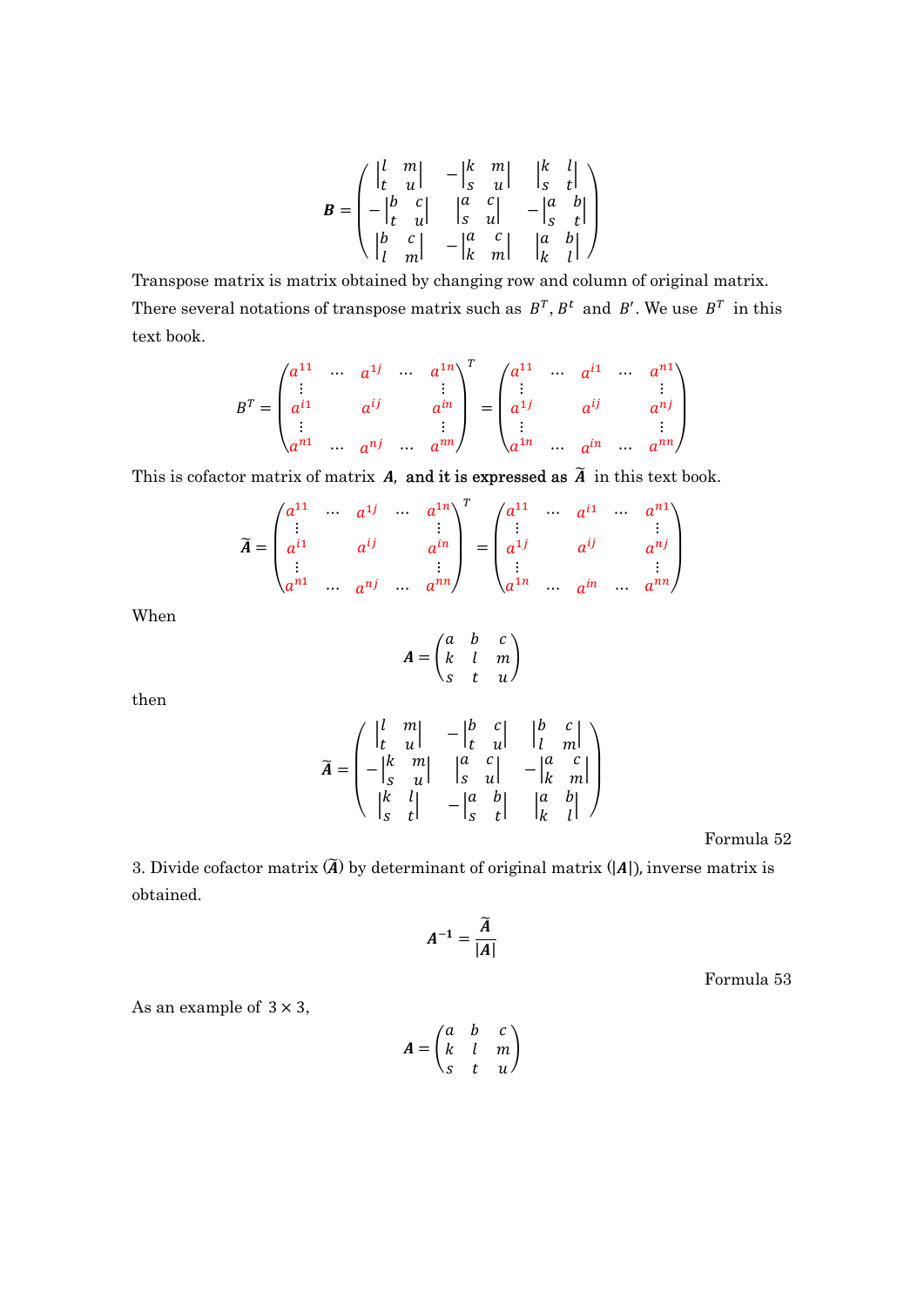$$
\boldsymbol{B} = \begin{pmatrix} \begin{vmatrix} l & m \\ t & u \end{vmatrix} & -\begin{vmatrix} k & m \\ s & u \end{vmatrix} & \begin{vmatrix} k & l \\ s & t \end{vmatrix} \\ -\begin{vmatrix} b & c \\ t & u \end{vmatrix} & \begin{vmatrix} a & c \\ s & u \end{vmatrix} & -\begin{vmatrix} a & b \\ s & t \end{vmatrix} \\ \begin{vmatrix} b & c \\ l & m \end{vmatrix} & -\begin{vmatrix} a & c \\ k & m \end{vmatrix} & \begin{vmatrix} a & b \\ k & l \end{vmatrix} \end{pmatrix}
$$

Transpose matrix is matrix obtained by changing row and column of original matrix. There several notations of transpose matrix such as $B^T$, $B^t$ and $B'$. We use $B^T$ in this text book.

$$
B^T = \begin{pmatrix} a^{11} & \cdots & a^{1j} & \cdots & a^{1n} \\ \vdots & & & & \vdots \\ a^{i1} & & a^{ij} & & a^{in} \\ \vdots & & & & \vdots \\ a^{n1} & \cdots & a^{nj} & \cdots & a^{nn} \end{pmatrix}^T = \begin{pmatrix} a^{11} & \cdots & a^{i1} & \cdots & a^{n1} \\ \vdots & & & & \vdots \\ a^{1j} & & a^{ij} & & a^{nj} \\ \vdots & & & & \vdots \\ a^{1n} & \cdots & a^{in} & \cdots & a^{nn} \end{pmatrix}
$$

This is cofactor matrix of matrix $\boldsymbol{A}$, and it is expressed as $\widetilde{\boldsymbol{A}}$ in this text book.

$$
\widetilde{\boldsymbol{A}} = \begin{pmatrix} a^{11} & \cdots & a^{1j} & \cdots & a^{1n} \\ \vdots & & & & \vdots \\ a^{i1} & & a^{ij} & & a^{in} \\ \vdots & & & & \vdots \\ a^{n1} & \cdots & a^{nj} & \cdots & a^{nn} \end{pmatrix}^T = \begin{pmatrix} a^{11} & \cdots & a^{i1} & \cdots & a^{n1} \\ \vdots & & & & \vdots \\ a^{1j} & & a^{ij} & & a^{nj} \\ \vdots & & & & \vdots \\ a^{1n} & \cdots & a^{in} & \cdots & a^{nn} \end{pmatrix}
$$

When

$$
\boldsymbol{A} = \begin{pmatrix} a & b & c \\ k & l & m \\ s & t & u \end{pmatrix}
$$

then

$$
\widetilde{\boldsymbol{A}} = \begin{pmatrix} \begin{vmatrix} l & m \\ t & u \end{vmatrix} & -\begin{vmatrix} b & c \\ t & u \end{vmatrix} & \begin{vmatrix} b & c \\ l & m \end{vmatrix} \\ -\begin{vmatrix} k & m \\ s & u \end{vmatrix} & \begin{vmatrix} a & c \\ s & u \end{vmatrix} & -\begin{vmatrix} a & c \\ k & m \end{vmatrix} \\ \begin{vmatrix} k & l \\ s & t \end{vmatrix} & -\begin{vmatrix} a & b \\ s & t \end{vmatrix} & \begin{vmatrix} a & b \\ k & l \end{vmatrix} \end{pmatrix}
$$

Formula 52

3. Divide cofactor matrix ($\widetilde{\boldsymbol{A}}$) by determinant of original matrix ($|\boldsymbol{A}|$), inverse matrix is obtained.

$$
\boldsymbol{A}^{-1} = \frac{\widetilde{\boldsymbol{A}}}{|\boldsymbol{A}|}
$$

Formula 53

As an example of $3 \times 3$,

$$
\boldsymbol{A} = \begin{pmatrix} a & b & c \\ k & l & m \\ s & t & u \end{pmatrix}
$$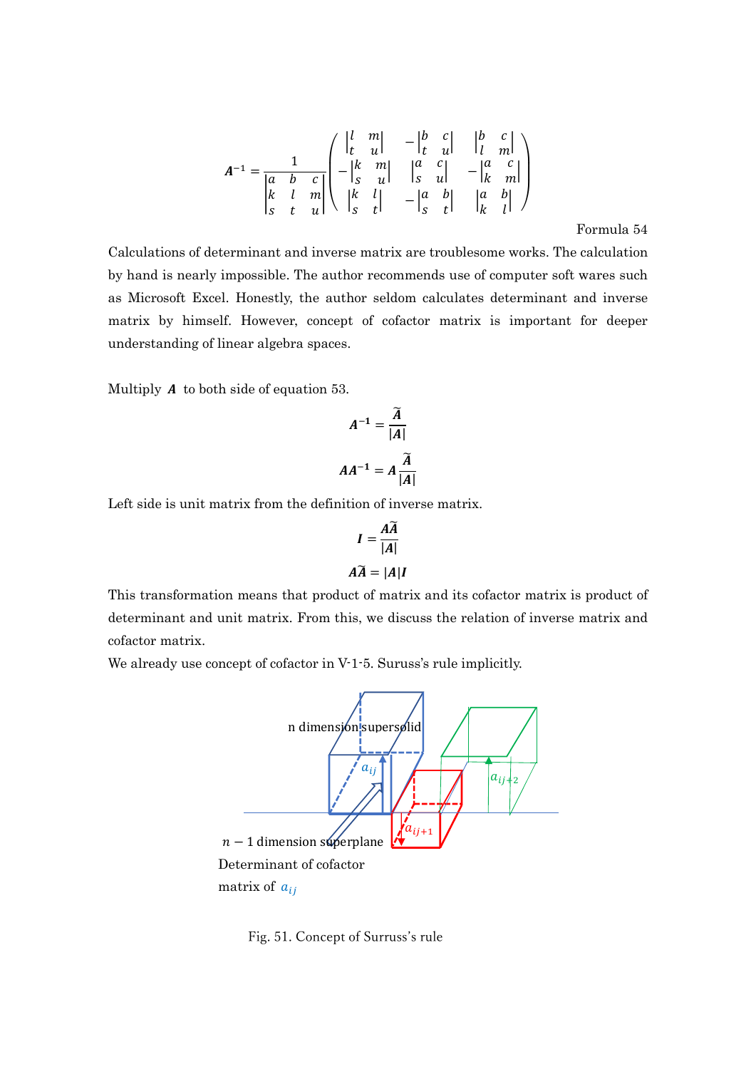$$A^{-1} = \frac{1}{\begin{vmatrix} a & b & c \\ k & l & m \\ s & t & u \end{vmatrix}} \begin{pmatrix} \begin{vmatrix} l & m \\ t & u \end{vmatrix} & -\begin{vmatrix} b & c \\ t & u \end{vmatrix} & \begin{vmatrix} b & c \\ l & m \end{vmatrix} \\ -\begin{vmatrix} k & m \\ s & u \end{vmatrix} & \begin{vmatrix} a & c \\ s & u \end{vmatrix} & -\begin{vmatrix} a & c \\ k & m \end{vmatrix} \\ \begin{vmatrix} k & l \\ s & t \end{vmatrix} & -\begin{vmatrix} a & b \\ s & t \end{vmatrix} & \begin{vmatrix} a & b \\ k & l \end{vmatrix} \end{pmatrix}$$

Formula 54

Calculations of determinant and inverse matrix are troublesome works. The calculation by hand is nearly impossible. The author recommends use of computer soft wares such as Microsoft Excel. Honestly, the author seldom calculates determinant and inverse matrix by himself. However, concept of cofactor matrix is important for deeper understanding of linear algebra spaces.

Multiply $\boldsymbol{A}$ to both side of equation 53.

$$\boldsymbol{A}^{-1} = \frac{\widetilde{\boldsymbol{A}}}{|\boldsymbol{A}|}$$

$$\boldsymbol{A}\boldsymbol{A}^{-1} = \boldsymbol{A}\frac{\widetilde{\boldsymbol{A}}}{|\boldsymbol{A}|}$$

Left side is unit matrix from the definition of inverse matrix.

$$\boldsymbol{I} = \frac{\boldsymbol{A}\widetilde{\boldsymbol{A}}}{|\boldsymbol{A}|}$$

$$\boldsymbol{A}\widetilde{\boldsymbol{A}} = |\boldsymbol{A}|\boldsymbol{I}$$

This transformation means that product of matrix and its cofactor matrix is product of determinant and unit matrix. From this, we discuss the relation of inverse matrix and cofactor matrix.

We already use concept of cofactor in V-1-5. Suruss's rule implicitly.

n dimension supersolid

$a_{ij}$ $a_{ij+1}$ $a_{ij+2}$

$n-1$ dimension superplane

Determinant of cofactor matrix of $a_{ij}$

Fig. 51. Concept of Surruss's rule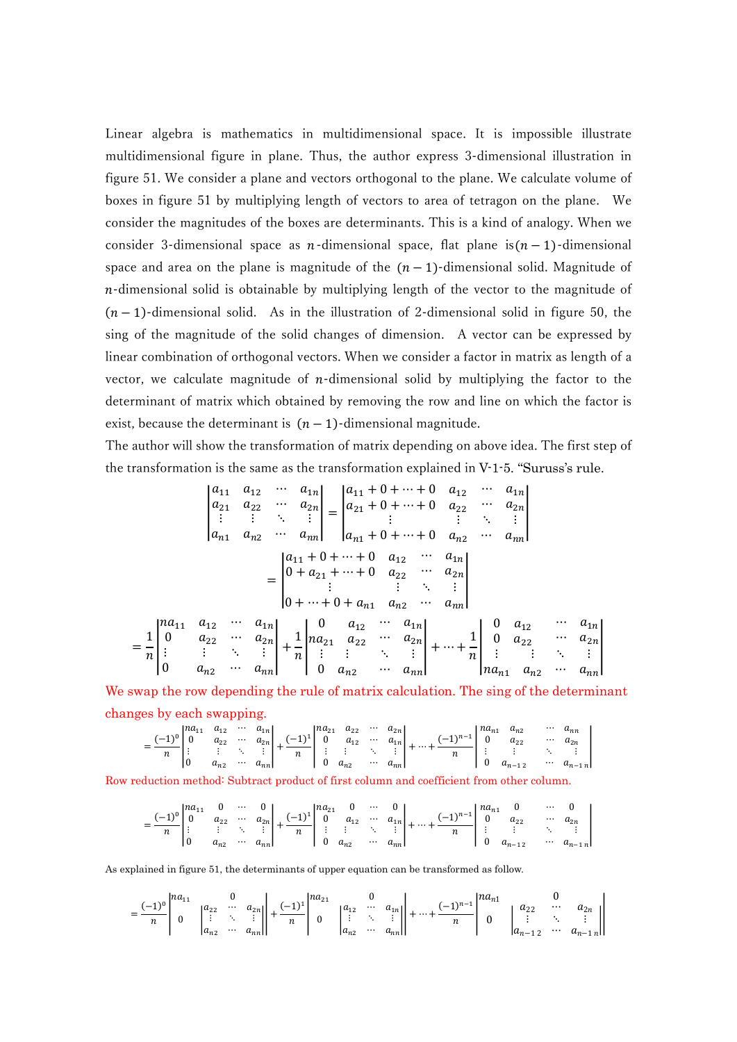Linear algebra is mathematics in multidimensional space. It is impossible illustrate multidimensional figure in plane. Thus, the author express 3-dimensional illustration in figure 51. We consider a plane and vectors orthogonal to the plane. We calculate volume of boxes in figure 51 by multiplying length of vectors to area of tetragon on the plane. We consider the magnitudes of the boxes are determinants. This is a kind of analogy. When we consider 3-dimensional space as $n$-dimensional space, flat plane is $(n-1)$-dimensional space and area on the plane is magnitude of the $(n-1)$-dimensional solid. Magnitude of $n$-dimensional solid is obtainable by multiplying length of the vector to the magnitude of $(n-1)$-dimensional solid. As in the illustration of 2-dimensional solid in figure 50, the sing of the magnitude of the solid changes of dimension. A vector can be expressed by linear combination of orthogonal vectors. When we consider a factor in matrix as length of a vector, we calculate magnitude of $n$-dimensional solid by multiplying the factor to the determinant of matrix which obtained by removing the row and line on which the factor is exist, because the determinant is $(n-1)$-dimensional magnitude.

The author will show the transformation of matrix depending on above idea. The first step of the transformation is the same as the transformation explained in V-1-5. "Suruss's rule.

$$\begin{vmatrix} a_{11} & a_{12} & \cdots & a_{1n} \\ a_{21} & a_{22} & \cdots & a_{2n} \\ \vdots & \vdots & \ddots & \vdots \\ a_{n1} & a_{n2} & \cdots & a_{nn} \end{vmatrix} = \begin{vmatrix} a_{11}+0+\cdots+0 & a_{12} & \cdots & a_{1n} \\ a_{21}+0+\cdots+0 & a_{22} & \cdots & a_{2n} \\ \vdots & \vdots & \ddots & \vdots \\ a_{n1}+0+\cdots+0 & a_{n2} & \cdots & a_{nn} \end{vmatrix}$$

$$= \begin{vmatrix} a_{11}+0+\cdots+0 & a_{12} & \cdots & a_{1n} \\ 0+a_{21}+\cdots+0 & a_{22} & \cdots & a_{2n} \\ \vdots & \vdots & \ddots & \vdots \\ 0+\cdots+0+a_{n1} & a_{n2} & \cdots & a_{nn} \end{vmatrix}$$

$$= \frac{1}{n}\begin{vmatrix} na_{11} & a_{12} & \cdots & a_{1n} \\ 0 & a_{22} & \cdots & a_{2n} \\ \vdots & \vdots & \ddots & \vdots \\ 0 & a_{n2} & \cdots & a_{nn} \end{vmatrix} + \frac{1}{n}\begin{vmatrix} 0 & a_{12} & \cdots & a_{1n} \\ na_{21} & a_{22} & \cdots & a_{2n} \\ \vdots & \vdots & \ddots & \vdots \\ 0 & a_{n2} & \cdots & a_{nn} \end{vmatrix} + \cdots + \frac{1}{n}\begin{vmatrix} 0 & a_{12} & \cdots & a_{1n} \\ 0 & a_{22} & \cdots & a_{2n} \\ \vdots & \vdots & \ddots & \vdots \\ na_{n1} & a_{n2} & \cdots & a_{nn} \end{vmatrix}$$

We swap the row depending the rule of matrix calculation. The sing of the determinant changes by each swapping.

$$= \frac{(-1)^0}{n}\begin{vmatrix} na_{11} & a_{12} & \cdots & a_{1n} \\ 0 & a_{22} & \cdots & a_{2n} \\ \vdots & \vdots & \ddots & \vdots \\ 0 & a_{n2} & \cdots & a_{nn} \end{vmatrix} + \frac{(-1)^1}{n}\begin{vmatrix} na_{21} & a_{22} & \cdots & a_{2n} \\ 0 & a_{12} & \cdots & a_{1n} \\ \vdots & \vdots & \ddots & \vdots \\ 0 & a_{n2} & \cdots & a_{nn} \end{vmatrix} + \cdots + \frac{(-1)^{n-1}}{n}\begin{vmatrix} na_{n1} & a_{n2} & \cdots & a_{nn} \\ 0 & a_{22} & \cdots & a_{2n} \\ \vdots & \vdots & \ddots & \vdots \\ 0 & a_{n-1\,2} & \cdots & a_{n-1\,n} \end{vmatrix}$$

Row reduction method: Subtract product of first column and coefficient from other column.

$$= \frac{(-1)^0}{n}\begin{vmatrix} na_{11} & 0 & \cdots & 0 \\ 0 & a_{22} & \cdots & a_{2n} \\ \vdots & \vdots & \ddots & \vdots \\ 0 & a_{n2} & \cdots & a_{nn} \end{vmatrix} + \frac{(-1)^1}{n}\begin{vmatrix} na_{21} & 0 & \cdots & 0 \\ 0 & a_{12} & \cdots & a_{1n} \\ \vdots & \vdots & \ddots & \vdots \\ 0 & a_{n2} & \cdots & a_{nn} \end{vmatrix} + \cdots + \frac{(-1)^{n-1}}{n}\begin{vmatrix} na_{n1} & 0 & \cdots & 0 \\ 0 & a_{22} & \cdots & a_{2n} \\ \vdots & \vdots & \ddots & \vdots \\ 0 & a_{n-1\,2} & \cdots & a_{n-1\,n} \end{vmatrix}$$

As explained in figure 51, the determinants of upper equation can be transformed as follow.

$$= \frac{(-1)^0}{n}\begin{vmatrix} na_{11} & 0 \\ 0 & \begin{vmatrix} a_{22} & \cdots & a_{2n} \\ \vdots & \ddots & \vdots \\ a_{n2} & \cdots & a_{nn} \end{vmatrix} \end{vmatrix} + \frac{(-1)^1}{n}\begin{vmatrix} na_{21} & 0 \\ 0 & \begin{vmatrix} a_{12} & \cdots & a_{1n} \\ \vdots & \ddots & \vdots \\ a_{n2} & \cdots & a_{nn} \end{vmatrix} \end{vmatrix} + \cdots + \frac{(-1)^{n-1}}{n}\begin{vmatrix} na_{n1} & 0 \\ 0 & \begin{vmatrix} a_{22} & \cdots & a_{2n} \\ \vdots & \ddots & \vdots \\ a_{n-1\,2} & \cdots & a_{n-1\,n} \end{vmatrix} \end{vmatrix}$$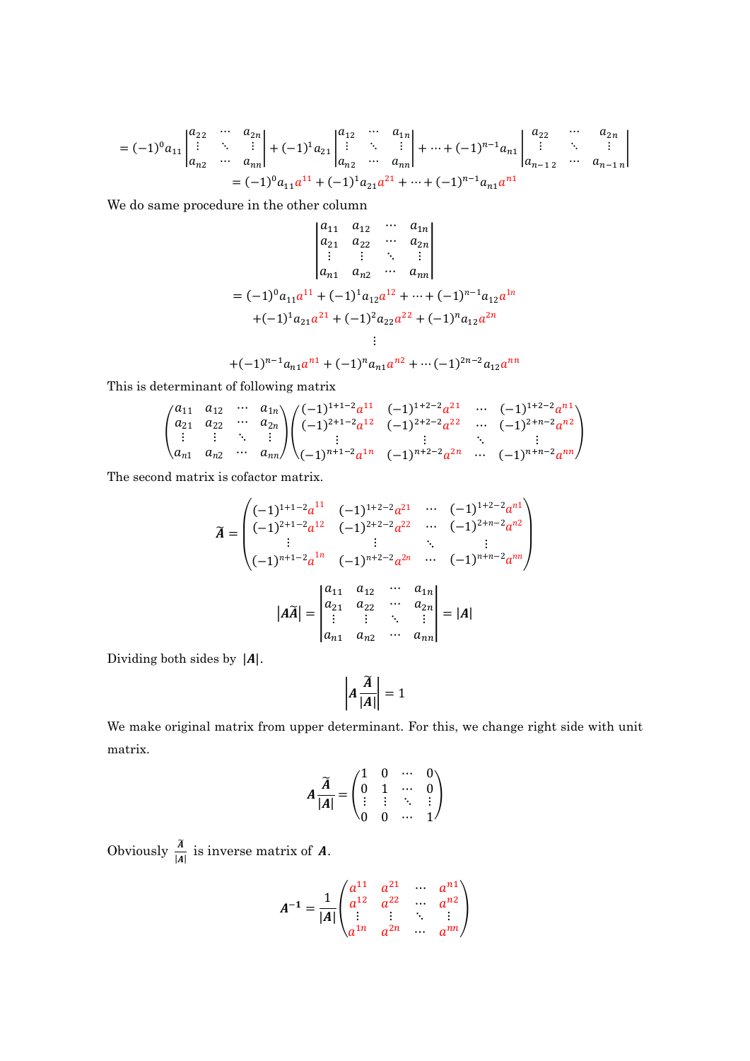$$= (-1)^0 a_{11} \begin{vmatrix} a_{22} & \cdots & a_{2n} \\ \vdots & \ddots & \vdots \\ a_{n2} & \cdots & a_{nn} \end{vmatrix} + (-1)^1 a_{21} \begin{vmatrix} a_{12} & \cdots & a_{1n} \\ \vdots & \ddots & \vdots \\ a_{n2} & \cdots & a_{nn} \end{vmatrix} + \cdots + (-1)^{n-1} a_{n1} \begin{vmatrix} a_{22} & \cdots & a_{2n} \\ \vdots & \ddots & \vdots \\ a_{n-1\,2} & \cdots & a_{n-1\,n} \end{vmatrix}$$

$$= (-1)^0 a_{11} a^{11} + (-1)^1 a_{21} a^{21} + \cdots + (-1)^{n-1} a_{n1} a^{n1}$$

We do same procedure in the other column

$$\begin{vmatrix} a_{11} & a_{12} & \cdots & a_{1n} \\ a_{21} & a_{22} & \cdots & a_{2n} \\ \vdots & \vdots & \ddots & \vdots \\ a_{n1} & a_{n2} & \cdots & a_{nn} \end{vmatrix}$$

$$= (-1)^0 a_{11} a^{11} + (-1)^1 a_{12} a^{12} + \cdots + (-1)^{n-1} a_{12} a^{1n}$$

$$+ (-1)^1 a_{21} a^{21} + (-1)^2 a_{22} a^{22} + (-1)^n a_{12} a^{2n}$$

$$\vdots$$

$$+ (-1)^{n-1} a_{n1} a^{n1} + (-1)^n a_{n1} a^{n2} + \cdots (-1)^{2n-2} a_{12} a^{nn}$$

This is determinant of following matrix

$$\begin{pmatrix} a_{11} & a_{12} & \cdots & a_{1n} \\ a_{21} & a_{22} & \cdots & a_{2n} \\ \vdots & \vdots & \ddots & \vdots \\ a_{n1} & a_{n2} & \cdots & a_{nn} \end{pmatrix} \begin{pmatrix} (-1)^{1+1-2} a^{11} & (-1)^{1+2-2} a^{21} & \cdots & (-1)^{1+2-2} a^{n1} \\ (-1)^{2+1-2} a^{12} & (-1)^{2+2-2} a^{22} & \cdots & (-1)^{2+n-2} a^{n2} \\ \vdots & \vdots & \ddots & \vdots \\ (-1)^{n+1-2} a^{1n} & (-1)^{n+2-2} a^{2n} & \cdots & (-1)^{n+n-2} a^{nn} \end{pmatrix}$$

The second matrix is cofactor matrix.

$$\tilde{\boldsymbol{A}} = \begin{pmatrix} (-1)^{1+1-2} a^{11} & (-1)^{1+2-2} a^{21} & \cdots & (-1)^{1+2-2} a^{n1} \\ (-1)^{2+1-2} a^{12} & (-1)^{2+2-2} a^{22} & \cdots & (-1)^{2+n-2} a^{n2} \\ \vdots & \vdots & \ddots & \vdots \\ (-1)^{n+1-2} a^{1n} & (-1)^{n+2-2} a^{2n} & \cdots & (-1)^{n+n-2} a^{nn} \end{pmatrix}$$

$$\left| \boldsymbol{A} \tilde{\boldsymbol{A}} \right| = \begin{vmatrix} a_{11} & a_{12} & \cdots & a_{1n} \\ a_{21} & a_{22} & \cdots & a_{2n} \\ \vdots & \vdots & \ddots & \vdots \\ a_{n1} & a_{n2} & \cdots & a_{nn} \end{vmatrix} = |\boldsymbol{A}|$$

Dividing both sides by $|\boldsymbol{A}|$.

$$\left| \boldsymbol{A} \frac{\tilde{\boldsymbol{A}}}{|\boldsymbol{A}|} \right| = 1$$

We make original matrix from upper determinant. For this, we change right side with unit matrix.

$$\boldsymbol{A} \frac{\tilde{\boldsymbol{A}}}{|\boldsymbol{A}|} = \begin{pmatrix} 1 & 0 & \cdots & 0 \\ 0 & 1 & \cdots & 0 \\ \vdots & \vdots & \ddots & \vdots \\ 0 & 0 & \cdots & 1 \end{pmatrix}$$

Obviously $\frac{\tilde{\boldsymbol{A}}}{|\boldsymbol{A}|}$ is inverse matrix of $\boldsymbol{A}$.

$$\boldsymbol{A}^{-1} = \frac{1}{|\boldsymbol{A}|} \begin{pmatrix} a^{11} & a^{21} & \cdots & a^{n1} \\ a^{12} & a^{22} & \cdots & a^{n2} \\ \vdots & \vdots & \ddots & \vdots \\ a^{1n} & a^{2n} & \cdots & a^{nn} \end{pmatrix}$$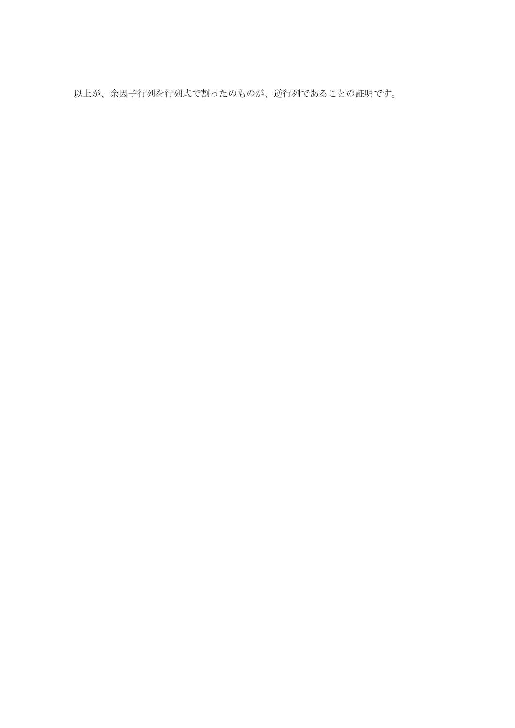以上が、余因子行列を行列式で割ったのものが、逆行列であることの証明です。